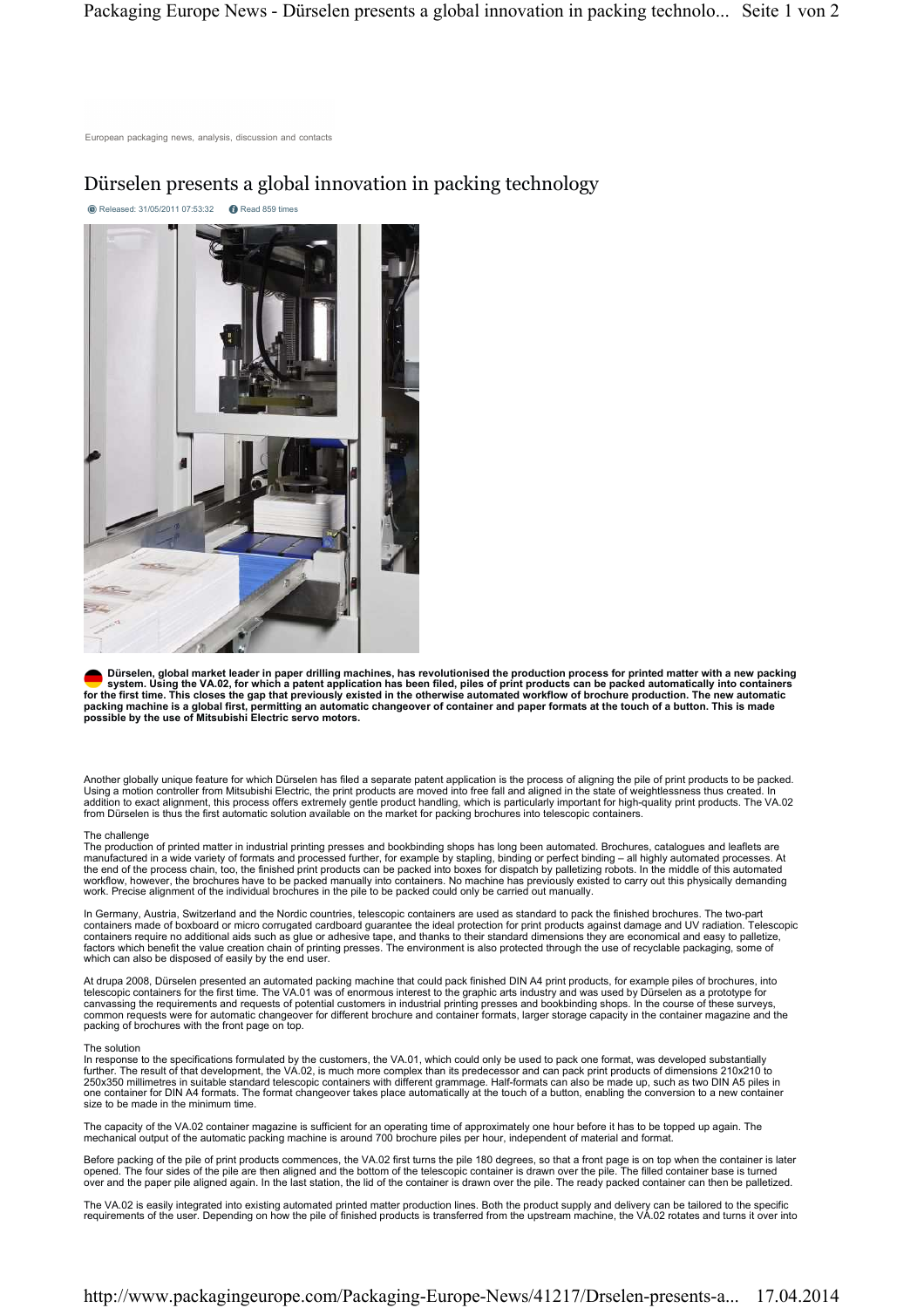European packaging news, analysis, discussion and contacts

# Dürselen presents a global innovation in packing technology

Released: 31/05/2011 07:53:32 Read 859 times

**Dürselen, global market leader in paper drilling machines, has revolutionised the production process for printed matter with a new packing system. Using the VA.02, for which a patent application has been filed, piles of print products can be packed automatically into containers for the first time. This closes the gap that previously existed in the otherwise automated workflow of brochure production. The new automatic packing machine is a global first, permitting an automatic changeover of container and paper formats at the touch of a button. This is made possible by the use of Mitsubishi Electric servo motors.**

Another globally unique feature for which Dürselen has filed a separate patent application is the process of aligning the pile of print products to be packed. Using a motion controller from Mitsubishi Electric, the print products are moved into free fall and aligned in the state of weightlessness thus created. In addition to exact alignment, this process offers extremely gentle product handling, which is particularly important for high-quality print products. The VA.02 from Dürselen is thus the first automatic solution available on the market for packing brochures into telescopic containers.

The challenge
The production of printed matter in industrial printing presses and bookbinding shops has long been automated. Brochures, catalogues and leaflets are manufactured in a wide variety of formats and processed further, for example by stapling, binding or perfect binding – all highly automated processes. At the end of the process chain, too, the finished print products can be packed into boxes for dispatch by palletizing robots. In the middle of this automated workflow, however, the brochures have to be packed manually into containers. No machine has previously existed to carry out this physically demanding work. Precise alignment of the individual brochures in the pile to be packed could only be carried out manually.

In Germany, Austria, Switzerland and the Nordic countries, telescopic containers are used as standard to pack the finished brochures. The two-part containers made of boxboard or micro corrugated cardboard guarantee the ideal protection for print products against damage and UV radiation. Telescopic containers require no additional aids such as glue or adhesive tape, and thanks to their standard dimensions they are economical and easy to palletize, factors which benefit the value creation chain of printing presses. The environment is also protected through the use of recyclable packaging, some of which can also be disposed of easily by the end user.

At drupa 2008, Dürselen presented an automated packing machine that could pack finished DIN A4 print products, for example piles of brochures, into telescopic containers for the first time. The VA.01 was of enormous interest to the graphic arts industry and was used by Dürselen as a prototype for canvassing the requirements and requests of potential customers in industrial printing presses and bookbinding shops. In the course of these surveys, common requests were for automatic changeover for different brochure and container formats, larger storage capacity in the container magazine and the packing of brochures with the front page on top.

The solution
In response to the specifications formulated by the customers, the VA.01, which could only be used to pack one format, was developed substantially further. The result of that development, the VA.02, is much more complex than its predecessor and can pack print products of dimensions 210x210 to 250x350 millimetres in suitable standard telescopic containers with different grammage. Half-formats can also be made up, such as two DIN A5 piles in one container for DIN A4 formats. The format changeover takes place automatically at the touch of a button, enabling the conversion to a new container size to be made in the minimum time.

The capacity of the VA.02 container magazine is sufficient for an operating time of approximately one hour before it has to be topped up again. The mechanical output of the automatic packing machine is around 700 brochure piles per hour, independent of material and format.

Before packing of the pile of print products commences, the VA.02 first turns the pile 180 degrees, so that a front page is on top when the container is later opened. The four sides of the pile are then aligned and the bottom of the telescopic container is drawn over the pile. The filled container base is turned over and the paper pile aligned again. In the last station, the lid of the container is drawn over the pile. The ready packed container can then be palletized.

The VA.02 is easily integrated into existing automated printed matter production lines. Both the product supply and delivery can be tailored to the specific requirements of the user. Depending on how the pile of finished products is transferred from the upstream machine, the VA.02 rotates and turns it over into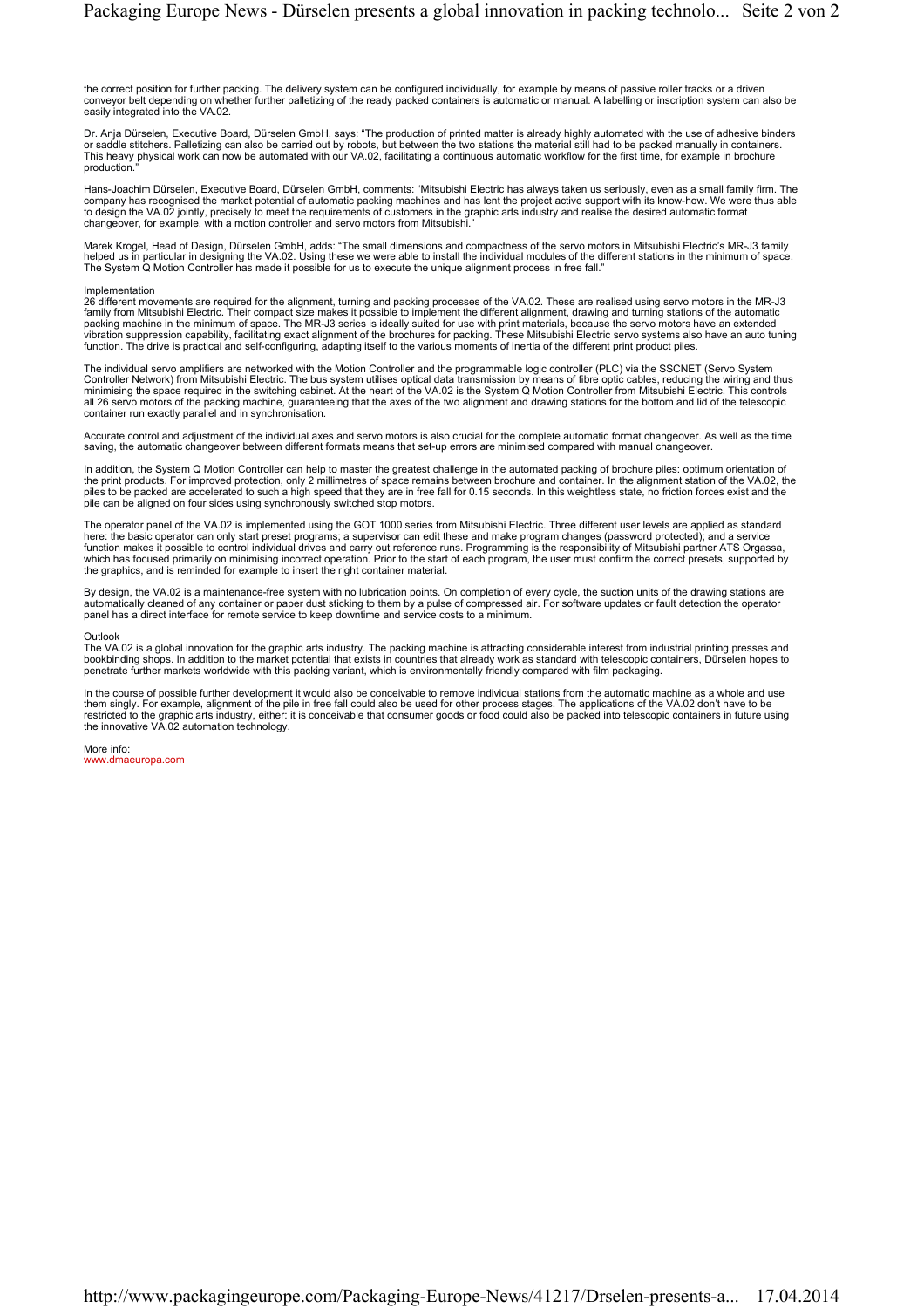the correct position for further packing. The delivery system can be configured individually, for example by means of passive roller tracks or a driven conveyor belt depending on whether further palletizing of the ready packed containers is automatic or manual. A labelling or inscription system can also be easily integrated into the VA.02.

Dr. Anja Dürselen, Executive Board, Dürselen GmbH, says: "The production of printed matter is already highly automated with the use of adhesive binders or saddle stitchers. Palletizing can also be carried out by robots, but between the two stations the material still had to be packed manually in containers. This heavy physical work can now be automated with our VA.02, facilitating a continuous automatic workflow for the first time, for example in brochure production."

Hans-Joachim Dürselen, Executive Board, Dürselen GmbH, comments: "Mitsubishi Electric has always taken us seriously, even as a small family firm. The company has recognised the market potential of automatic packing machines and has lent the project active support with its know-how. We were thus able to design the VA.02 jointly, precisely to meet the requirements of customers in the graphic arts industry and realise the desired automatic format changeover, for example, with a motion controller and servo motors from Mitsubishi."

Marek Krogel, Head of Design, Dürselen GmbH, adds: "The small dimensions and compactness of the servo motors in Mitsubishi Electric's MR-J3 family helped us in particular in designing the VA.02. Using these we were able to install the individual modules of the different stations in the minimum of space. The System Q Motion Controller has made it possible for us to execute the unique alignment process in free fall."

Implementation
26 different movements are required for the alignment, turning and packing processes of the VA.02. These are realised using servo motors in the MR-J3 family from Mitsubishi Electric. Their compact size makes it possible to implement the different alignment, drawing and turning stations of the automatic packing machine in the minimum of space. The MR-J3 series is ideally suited for use with print materials, because the servo motors have an extended vibration suppression capability, facilitating exact alignment of the brochures for packing. These Mitsubishi Electric servo systems also have an auto tuning function. The drive is practical and self-configuring, adapting itself to the various moments of inertia of the different print product piles.

The individual servo amplifiers are networked with the Motion Controller and the programmable logic controller (PLC) via the SSCNET (Servo System Controller Network) from Mitsubishi Electric. The bus system utilises optical data transmission by means of fibre optic cables, reducing the wiring and thus minimising the space required in the switching cabinet. At the heart of the VA.02 is the System Q Motion Controller from Mitsubishi Electric. This controls all 26 servo motors of the packing machine, guaranteeing that the axes of the two alignment and drawing stations for the bottom and lid of the telescopic container run exactly parallel and in synchronisation.

Accurate control and adjustment of the individual axes and servo motors is also crucial for the complete automatic format changeover. As well as the time saving, the automatic changeover between different formats means that set-up errors are minimised compared with manual changeover.

In addition, the System Q Motion Controller can help to master the greatest challenge in the automated packing of brochure piles: optimum orientation of the print products. For improved protection, only 2 millimetres of space remains between brochure and container. In the alignment station of the VA.02, the piles to be packed are accelerated to such a high speed that they are in free fall for 0.15 seconds. In this weightless state, no friction forces exist and the pile can be aligned on four sides using synchronously switched stop motors.

The operator panel of the VA.02 is implemented using the GOT 1000 series from Mitsubishi Electric. Three different user levels are applied as standard here: the basic operator can only start preset programs; a supervisor can edit these and make program changes (password protected); and a service function makes it possible to control individual drives and carry out reference runs. Programming is the responsibility of Mitsubishi partner ATS Orgassa, which has focused primarily on minimising incorrect operation. Prior to the start of each program, the user must confirm the correct presets, supported by the graphics, and is reminded for example to insert the right container material.

By design, the VA.02 is a maintenance-free system with no lubrication points. On completion of every cycle, the suction units of the drawing stations are automatically cleaned of any container or paper dust sticking to them by a pulse of compressed air. For software updates or fault detection the operator panel has a direct interface for remote service to keep downtime and service costs to a minimum.

Outlook
The VA.02 is a global innovation for the graphic arts industry. The packing machine is attracting considerable interest from industrial printing presses and bookbinding shops. In addition to the market potential that exists in countries that already work as standard with telescopic containers, Dürselen hopes to penetrate further markets worldwide with this packing variant, which is environmentally friendly compared with film packaging.

In the course of possible further development it would also be conceivable to remove individual stations from the automatic machine as a whole and use them singly. For example, alignment of the pile in free fall could also be used for other process stages. The applications of the VA.02 don't have to be restricted to the graphic arts industry, either: it is conceivable that consumer goods or food could also be packed into telescopic containers in future using the innovative VA.02 automation technology.

More info:
www.dmaeuropa.com